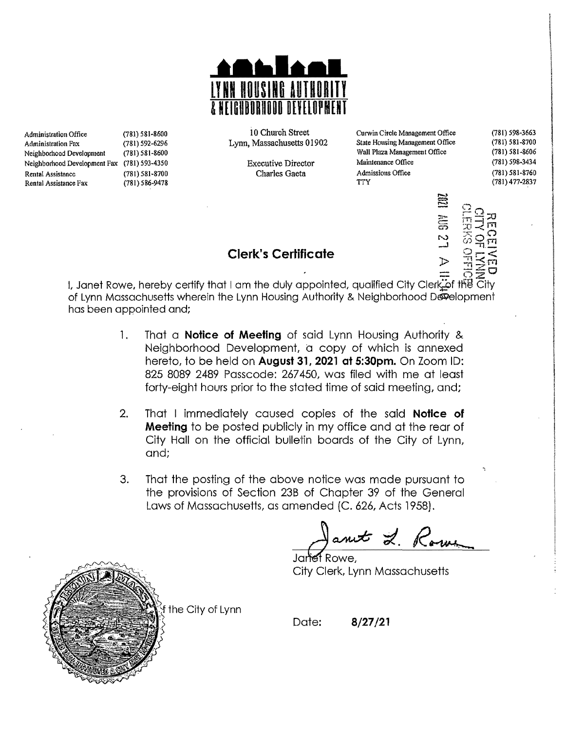**LYNN HOUSING AUTHORITY & NEIGHBORHOOD DEVELOPMENT**

| | | | | |
|---|---|---|---|---|
| Administration Office | (781) 581-8600 | 10 Church Street | Curwin Circle Management Office | (781) 598-3663 |
| Administration Fax | (781) 592-6296 | Lynn, Massachusetts 01902 | State Housing Management Office | (781) 581-8700 |
| Neighborhood Development | (781) 581-8600 | | Wall Plaza Management Office | (781) 581-8606 |
| Neighborhood Development Fax | (781) 593-4350 | Executive Director | Maintenance Office | (781) 598-3434 |
| Rental Assistance | (781) 581-8700 | Charles Gaeta | Admissions Office | (781) 581-8760 |
| Rental Assistance Fax | (781) 586-9478 | | TTY | (781) 477-2837 |

RECEIVED
CITY OF LYNN
CLERKS OFFICE
2021 AUG 27 A 11:4

## Clerk's Certificate

I, Janet Rowe, hereby certify that I am the duly appointed, qualified City Clerk of the City of Lynn Massachusetts wherein the Lynn Housing Authority & Neighborhood Development has been appointed and;

1. That a **Notice of Meeting** of said Lynn Housing Authority & Neighborhood Development, a copy of which is annexed hereto, to be held on **August 31, 2021 at 5:30pm.** On Zoom ID: 825 8089 2489 Passcode: 267450, was filed with me at least forty-eight hours prior to the stated time of said meeting, and;

2. That I immediately caused copies of the said **Notice of Meeting** to be posted publicly in my office and at the rear of City Hall on the official bulletin boards of the City of Lynn, and;

3. That the posting of the above notice was made pursuant to the provisions of Section 23B of Chapter 39 of the General Laws of Massachusetts, as amended (C. 626, Acts 1958).

Janet L. Rowe

Janet Rowe,
City Clerk, Lynn Massachusetts

Seal of the City of Lynn

Date: **8/27/21**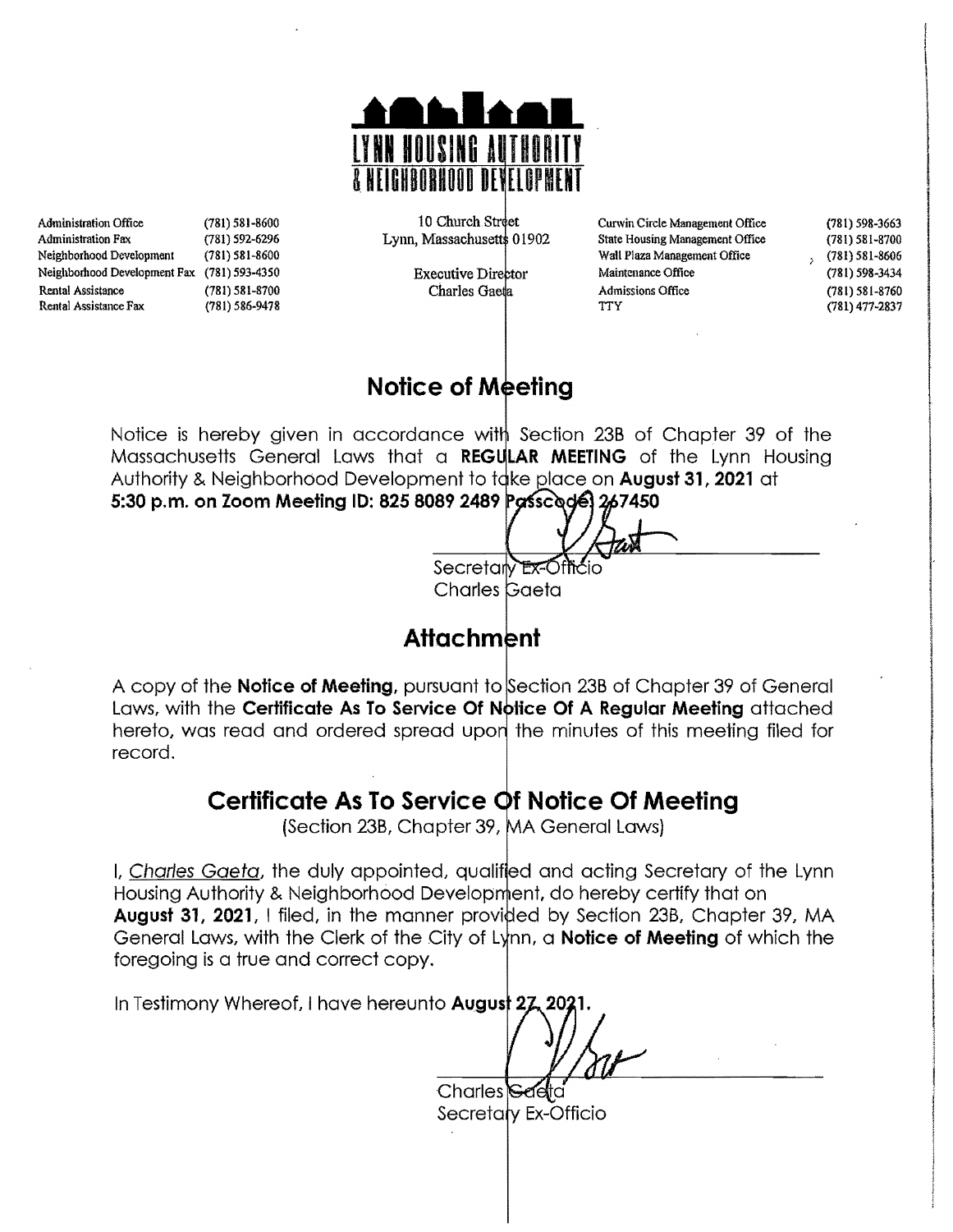# LYNN HOUSING AUTHORITY & NEIGHBORHOOD DEVELOPMENT

| | | | | |
|---|---|---|---|---|
| Administration Office | (781) 581-8600 | 10 Church Street | Curwin Circle Management Office | (781) 598-3663 |
| Administration Fax | (781) 592-6296 | Lynn, Massachusetts 01902 | State Housing Management Office | (781) 581-8700 |
| Neighborhood Development | (781) 581-8600 | | Wall Plaza Management Office | (781) 581-8606 |
| Neighborhood Development Fax | (781) 593-4350 | Executive Director | Maintenance Office | (781) 598-3434 |
| Rental Assistance | (781) 581-8700 | Charles Gaeta | Admissions Office | (781) 581-8760 |
| Rental Assistance Fax | (781) 586-9478 | | TTY | (781) 477-2837 |

## Notice of Meeting

Notice is hereby given in accordance with Section 23B of Chapter 39 of the Massachusetts General Laws that a **REGULAR MEETING** of the Lynn Housing Authority & Neighborhood Development to take place on **August 31, 2021** at **5:30 p.m. on Zoom Meeting ID: 825 8089 2489 Passcode: 267450**

Secretary Ex-Officio
Charles Gaeta

## Attachment

A copy of the **Notice of Meeting**, pursuant to Section 23B of Chapter 39 of General Laws, with the **Certificate As To Service Of Notice Of A Regular Meeting** attached hereto, was read and ordered spread upon the minutes of this meeting filed for record.

## Certificate As To Service Of Notice Of Meeting

(Section 23B, Chapter 39, MA General Laws)

I, *Charles Gaeta*, the duly appointed, qualified and acting Secretary of the Lynn Housing Authority & Neighborhood Development, do hereby certify that on **August 31, 2021**, I filed, in the manner provided by Section 23B, Chapter 39, MA General Laws, with the Clerk of the City of Lynn, a **Notice of Meeting** of which the foregoing is a true and correct copy.

In Testimony Whereof, I have hereunto **August 27, 2021.**

Charles Gaeta
Secretary Ex-Officio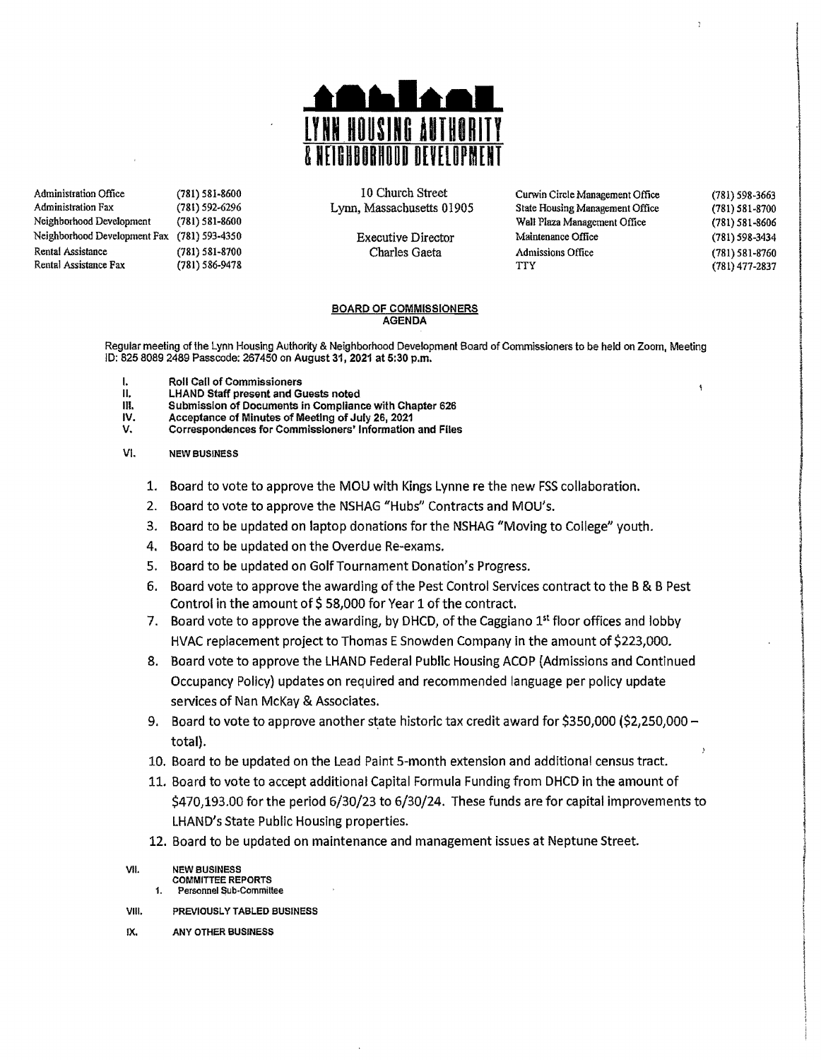# LYNN HOUSING AUTHORITY & NEIGHBORHOOD DEVELOPMENT

| | | | | |
|---|---|---|---|---|
| Administration Office | (781) 581-8600 | 10 Church Street | Curwin Circle Management Office | (781) 598-3663 |
| Administration Fax | (781) 592-6296 | Lynn, Massachusetts 01905 | State Housing Management Office | (781) 581-8700 |
| Neighborhood Development | (781) 581-8600 | | Wall Plaza Management Office | (781) 581-8606 |
| Neighborhood Development Fax | (781) 593-4350 | Executive Director | Maintenance Office | (781) 598-3434 |
| Rental Assistance | (781) 581-8700 | Charles Gaeta | Admissions Office | (781) 581-8760 |
| Rental Assistance Fax | (781) 586-9478 | | TTY | (781) 477-2837 |

## BOARD OF COMMISSIONERS
## AGENDA

Regular meeting of the Lynn Housing Authority & Neighborhood Development Board of Commissioners to be held on Zoom, Meeting ID: 825 8089 2489 Passcode: 267450 on **August 31, 2021 at 5:30 p.m.**

I. **Roll Call of Commissioners**
II. **LHAND Staff present and Guests noted**
III. **Submission of Documents in Compliance with Chapter 626**
IV. **Acceptance of Minutes of Meeting of July 26, 2021**
V. **Correspondences for Commissioners' Information and Files**

VI. **NEW BUSINESS**

1. Board to vote to approve the MOU with Kings Lynne re the new FSS collaboration.
2. Board to vote to approve the NSHAG "Hubs" Contracts and MOU's.
3. Board to be updated on laptop donations for the NSHAG "Moving to College" youth.
4. Board to be updated on the Overdue Re-exams.
5. Board to be updated on Golf Tournament Donation's Progress.
6. Board vote to approve the awarding of the Pest Control Services contract to the B & B Pest Control in the amount of $ 58,000 for Year 1 of the contract.
7. Board vote to approve the awarding, by DHCD, of the Caggiano 1st floor offices and lobby HVAC replacement project to Thomas E Snowden Company in the amount of $223,000.
8. Board vote to approve the LHAND Federal Public Housing ACOP (Admissions and Continued Occupancy Policy) updates on required and recommended language per policy update services of Nan McKay & Associates.
9. Board to vote to approve another state historic tax credit award for $350,000 ($2,250,000 – total).
10. Board to be updated on the Lead Paint 5-month extension and additional census tract.
11. Board to vote to accept additional Capital Formula Funding from DHCD in the amount of $470,193.00 for the period 6/30/23 to 6/30/24. These funds are for capital improvements to LHAND's State Public Housing properties.
12. Board to be updated on maintenance and management issues at Neptune Street.

VII. **NEW BUSINESS**
**COMMITTEE REPORTS**
1. Personnel Sub-Committee

VIII. **PREVIOUSLY TABLED BUSINESS**

IX. **ANY OTHER BUSINESS**